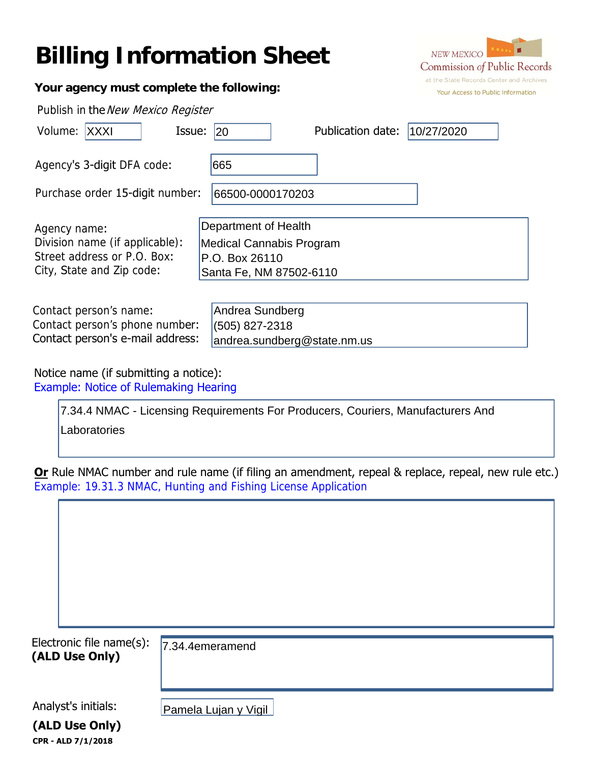# Billing Information Sheet

NEW MEXICO Commission of Public Records at the State Records Center and Archives — Your Access to Public Information

**Your agency must complete the following:**

Publish in the *New Mexico Register*

Volume: XXXI  Issue: 20  Publication date: 10/27/2020

Agency's 3-digit DFA code: 665

Purchase order 15-digit number: 66500-0000170203

Agency name: Department of Health
Division name (if applicable): Medical Cannabis Program
Street address or P.O. Box: P.O. Box 26110
City, State and Zip code: Santa Fe, NM 87502-6110

Contact person's name: Andrea Sundberg
Contact person's phone number: (505) 827-2318
Contact person's e-mail address: andrea.sundberg@state.nm.us

Notice name (if submitting a notice):
Example: Notice of Rulemaking Hearing

7.34.4 NMAC - Licensing Requirements For Producers, Couriers, Manufacturers And Laboratories

**Or** Rule NMAC number and rule name (if filing an amendment, repeal & replace, repeal, new rule etc.)
Example: 19.31.3 NMAC, Hunting and Fishing License Application

Electronic file name(s): 7.34.4emeramend
**(ALD Use Only)**

Analyst's initials: Pamela Lujan y Vigil
**(ALD Use Only)**

**CPR - ALD 7/1/2018**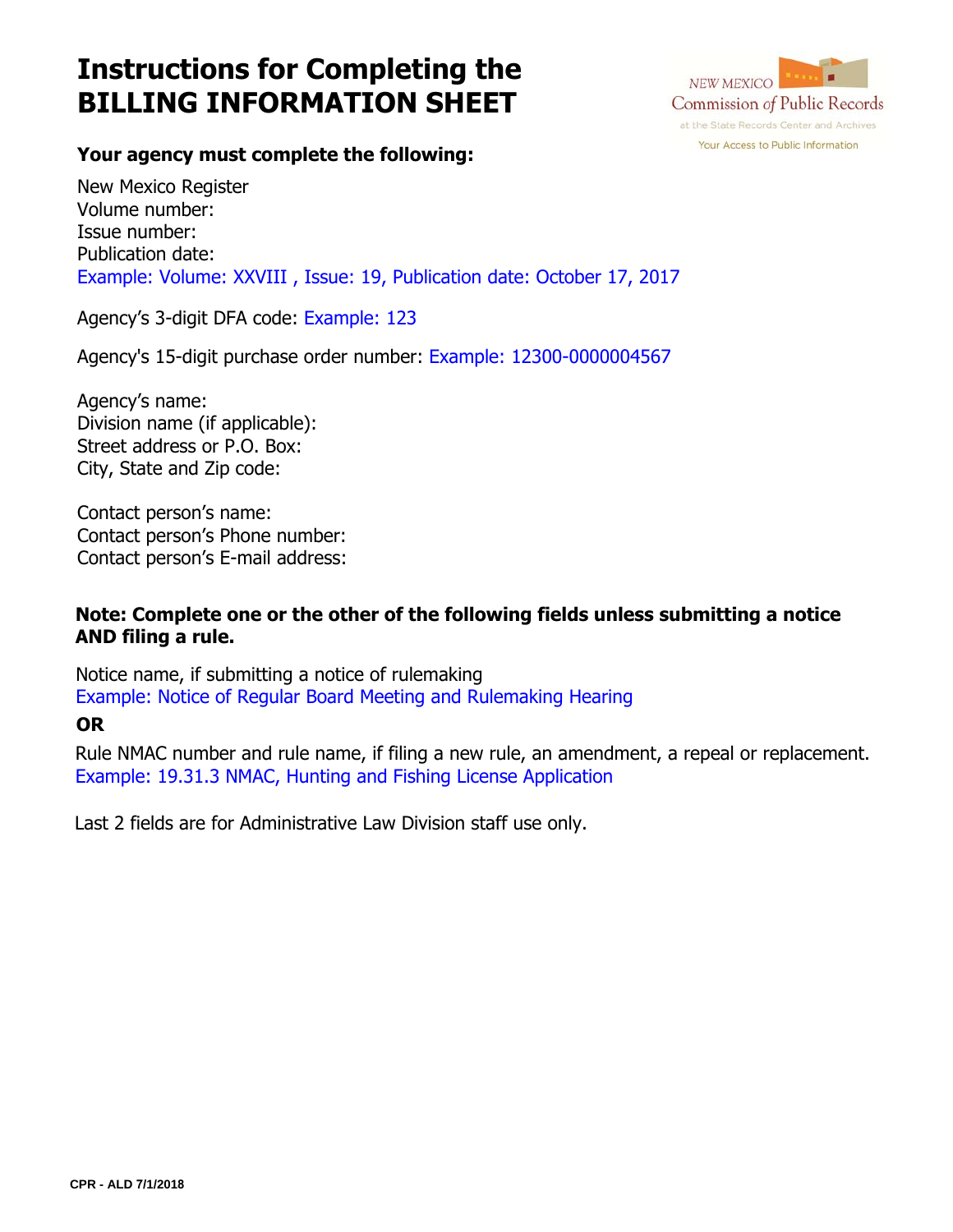# Instructions for Completing the BILLING INFORMATION SHEET

NEW MEXICO
Commission of Public Records
at the State Records Center and Archives
Your Access to Public Information

**Your agency must complete the following:**

New Mexico Register
Volume number:
Issue number:
Publication date:
Example: Volume: XXVIII , Issue: 19, Publication date: October 17, 2017

Agency's 3-digit DFA code: Example: 123

Agency's 15-digit purchase order number: Example: 12300-0000004567

Agency's name:
Division name (if applicable):
Street address or P.O. Box:
City, State and Zip code:

Contact person's name:
Contact person's Phone number:
Contact person's E-mail address:

**Note: Complete one or the other of the following fields unless submitting a notice AND filing a rule.**

Notice name, if submitting a notice of rulemaking
Example: Notice of Regular Board Meeting and Rulemaking Hearing

**OR**

Rule NMAC number and rule name, if filing a new rule, an amendment, a repeal or replacement.
Example: 19.31.3 NMAC, Hunting and Fishing License Application

Last 2 fields are for Administrative Law Division staff use only.

CPR - ALD 7/1/2018